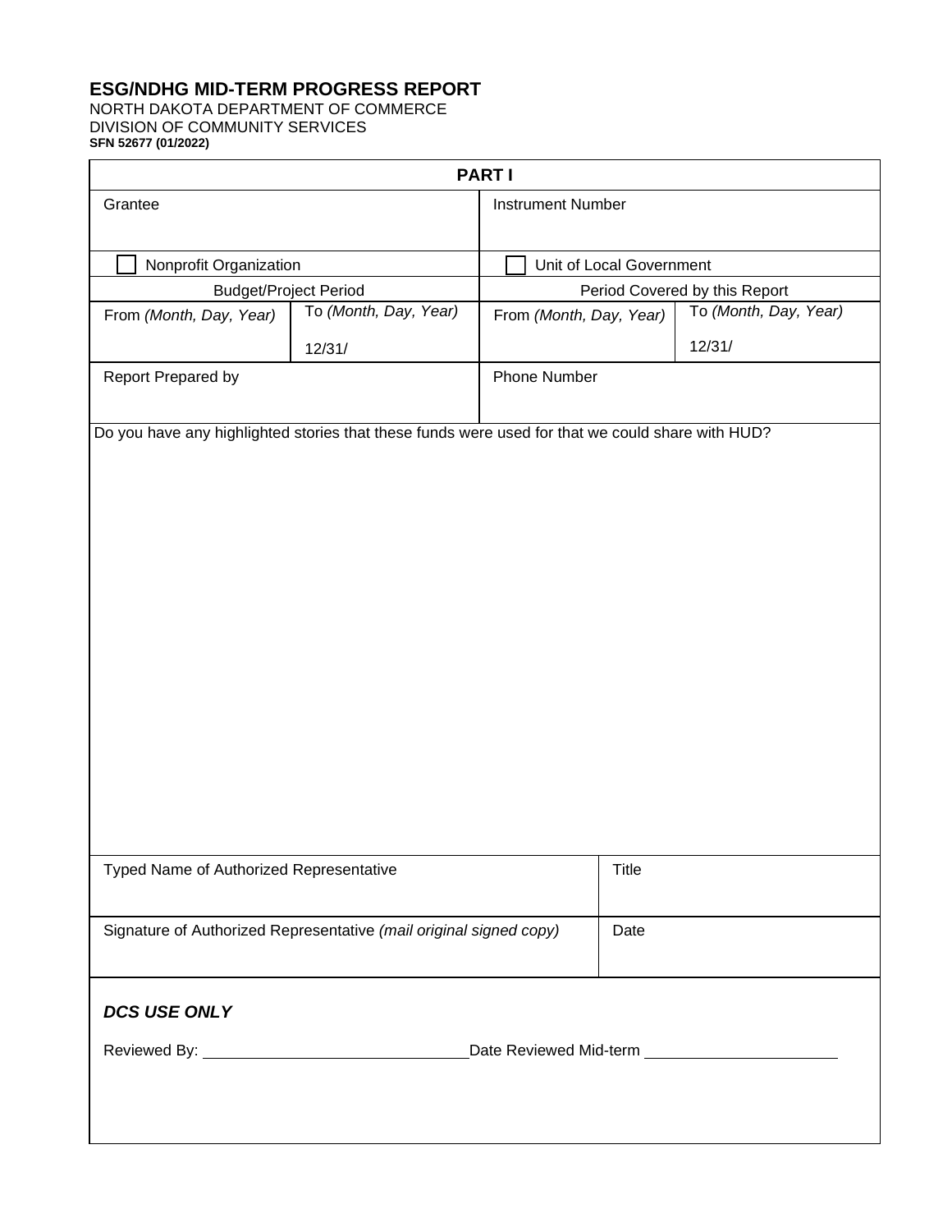# ESG/NDHG MID-TERM PROGRESS REPORT

NORTH DAKOTA DEPARTMENT OF COMMERCE
DIVISION OF COMMUNITY SERVICES
**SFN 52677 (01/2022)**

| **PART I** | | | |
|---|---|---|---|
| Grantee | | Instrument Number | |
| ☐ Nonprofit Organization | | ☐ Unit of Local Government | |
| Budget/Project Period | | Period Covered by this Report | |
| From *(Month, Day, Year)* | To *(Month, Day, Year)* 12/31/ | From *(Month, Day, Year)* | To *(Month, Day, Year)* 12/31/ |
| Report Prepared by | | Phone Number | |

Do you have any highlighted stories that these funds were used for that we could share with HUD?

| Typed Name of Authorized Representative | Title |
|---|---|
| Signature of Authorized Representative *(mail original signed copy)* | Date |

***DCS USE ONLY***

Reviewed By: ______________________________ Date Reviewed Mid-term ______________________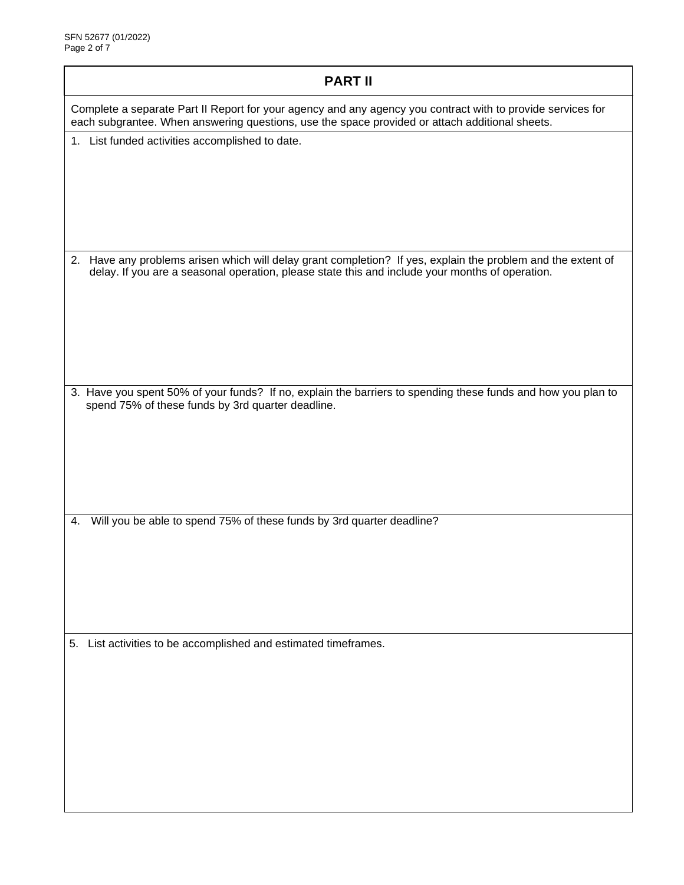## PART II

Complete a separate Part II Report for your agency and any agency you contract with to provide services for each subgrantee. When answering questions, use the space provided or attach additional sheets.

1. List funded activities accomplished to date.

2. Have any problems arisen which will delay grant completion? If yes, explain the problem and the extent of delay. If you are a seasonal operation, please state this and include your months of operation.

3. Have you spent 50% of your funds? If no, explain the barriers to spending these funds and how you plan to spend 75% of these funds by 3rd quarter deadline.

4. Will you be able to spend 75% of these funds by 3rd quarter deadline?

5. List activities to be accomplished and estimated timeframes.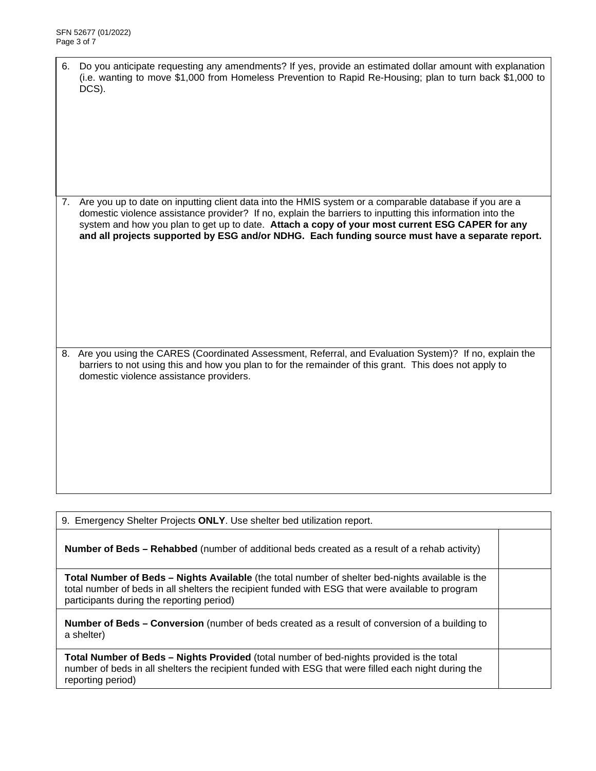6. Do you anticipate requesting any amendments? If yes, provide an estimated dollar amount with explanation (i.e. wanting to move $1,000 from Homeless Prevention to Rapid Re-Housing; plan to turn back $1,000 to DCS).

7. Are you up to date on inputting client data into the HMIS system or a comparable database if you are a domestic violence assistance provider? If no, explain the barriers to inputting this information into the system and how you plan to get up to date. **Attach a copy of your most current ESG CAPER for any and all projects supported by ESG and/or NDHG. Each funding source must have a separate report.**

8. Are you using the CARES (Coordinated Assessment, Referral, and Evaluation System)? If no, explain the barriers to not using this and how you plan to for the remainder of this grant. This does not apply to domestic violence assistance providers.

| 9. Emergency Shelter Projects **ONLY**. Use shelter bed utilization report. | |
|---|---|
| **Number of Beds – Rehabbed** (number of additional beds created as a result of a rehab activity) | |
| **Total Number of Beds – Nights Available** (the total number of shelter bed-nights available is the total number of beds in all shelters the recipient funded with ESG that were available to program participants during the reporting period) | |
| **Number of Beds – Conversion** (number of beds created as a result of conversion of a building to a shelter) | |
| **Total Number of Beds – Nights Provided** (total number of bed-nights provided is the total number of beds in all shelters the recipient funded with ESG that were filled each night during the reporting period) | |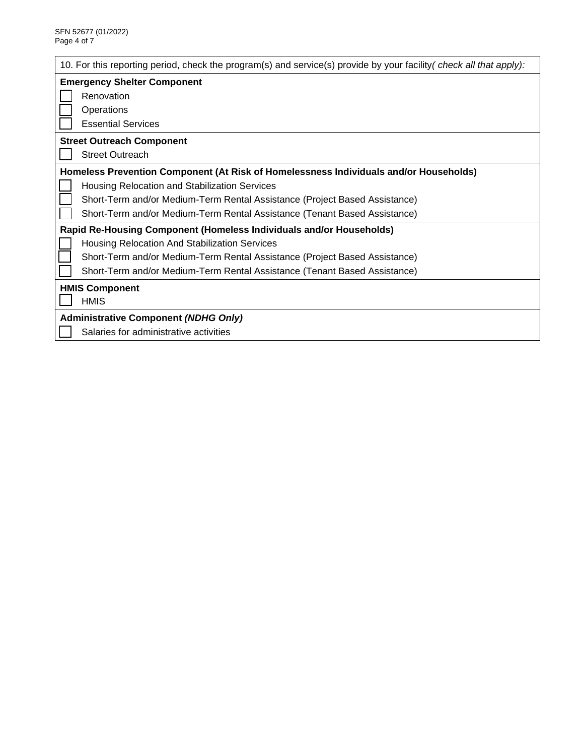10. For this reporting period, check the program(s) and service(s) provide by your facility*( check all that apply):*

**Emergency Shelter Component**

- [ ] Renovation
- [ ] Operations
- [ ] Essential Services

**Street Outreach Component**

- [ ] Street Outreach

**Homeless Prevention Component (At Risk of Homelessness Individuals and/or Households)**

- [ ] Housing Relocation and Stabilization Services
- [ ] Short-Term and/or Medium-Term Rental Assistance (Project Based Assistance)
- [ ] Short-Term and/or Medium-Term Rental Assistance (Tenant Based Assistance)

**Rapid Re-Housing Component (Homeless Individuals and/or Households)**

- [ ] Housing Relocation And Stabilization Services
- [ ] Short-Term and/or Medium-Term Rental Assistance (Project Based Assistance)
- [ ] Short-Term and/or Medium-Term Rental Assistance (Tenant Based Assistance)

**HMIS Component**

- [ ] HMIS

**Administrative Component *(NDHG Only)***

- [ ] Salaries for administrative activities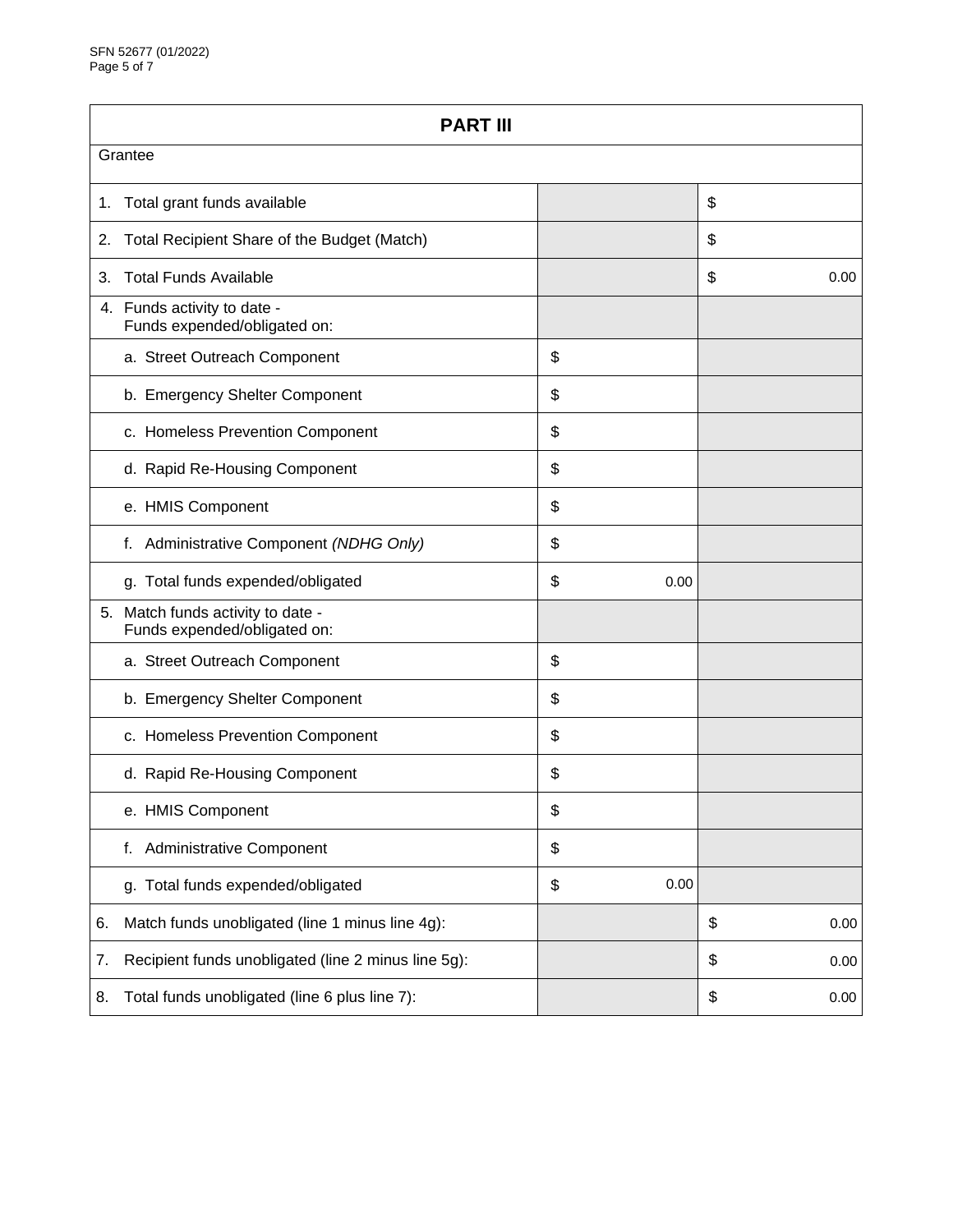| PART III | | |
|---|---|---|
| Grantee | | |
| 1. Total grant funds available | | $ |
| 2. Total Recipient Share of the Budget (Match) | | $ |
| 3. Total Funds Available | | $ 0.00 |
| 4. Funds activity to date - Funds expended/obligated on: | | |
| a. Street Outreach Component | $ | |
| b. Emergency Shelter Component | $ | |
| c. Homeless Prevention Component | $ | |
| d. Rapid Re-Housing Component | $ | |
| e. HMIS Component | $ | |
| f. Administrative Component *(NDHG Only)* | $ | |
| g. Total funds expended/obligated | $ 0.00 | |
| 5. Match funds activity to date - Funds expended/obligated on: | | |
| a. Street Outreach Component | $ | |
| b. Emergency Shelter Component | $ | |
| c. Homeless Prevention Component | $ | |
| d. Rapid Re-Housing Component | $ | |
| e. HMIS Component | $ | |
| f. Administrative Component | $ | |
| g. Total funds expended/obligated | $ 0.00 | |
| 6. Match funds unobligated (line 1 minus line 4g): | | $ 0.00 |
| 7. Recipient funds unobligated (line 2 minus line 5g): | | $ 0.00 |
| 8. Total funds unobligated (line 6 plus line 7): | | $ 0.00 |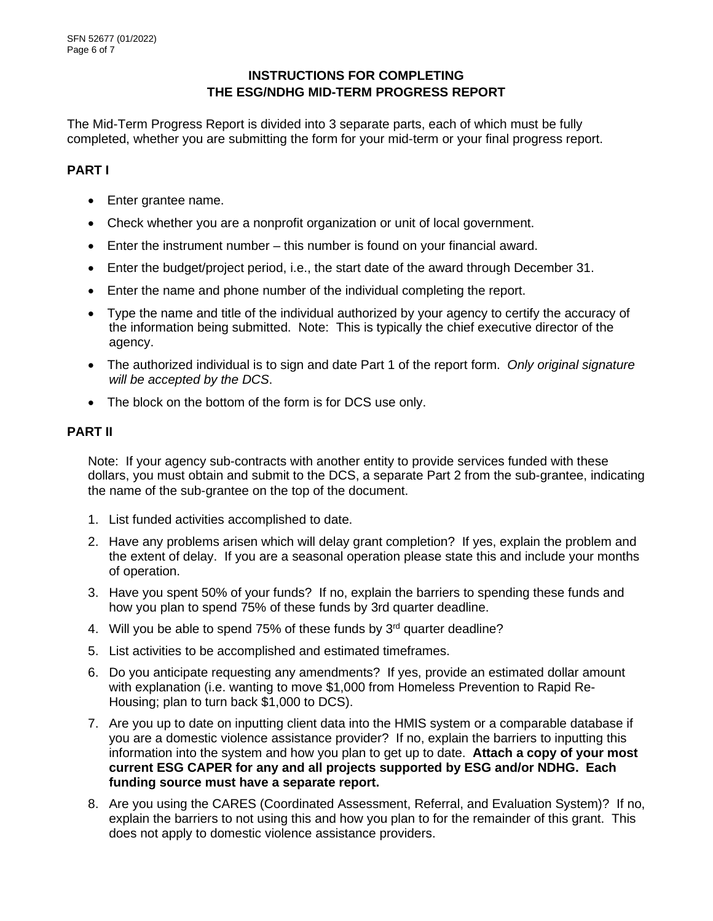## INSTRUCTIONS FOR COMPLETING THE ESG/NDHG MID-TERM PROGRESS REPORT

The Mid-Term Progress Report is divided into 3 separate parts, each of which must be fully completed, whether you are submitting the form for your mid-term or your final progress report.

### PART I

- Enter grantee name.
- Check whether you are a nonprofit organization or unit of local government.
- Enter the instrument number – this number is found on your financial award.
- Enter the budget/project period, i.e., the start date of the award through December 31.
- Enter the name and phone number of the individual completing the report.
- Type the name and title of the individual authorized by your agency to certify the accuracy of the information being submitted. Note: This is typically the chief executive director of the agency.
- The authorized individual is to sign and date Part 1 of the report form. *Only original signature will be accepted by the DCS*.
- The block on the bottom of the form is for DCS use only.

### PART II

Note: If your agency sub-contracts with another entity to provide services funded with these dollars, you must obtain and submit to the DCS, a separate Part 2 from the sub-grantee, indicating the name of the sub-grantee on the top of the document.

1. List funded activities accomplished to date.
2. Have any problems arisen which will delay grant completion? If yes, explain the problem and the extent of delay. If you are a seasonal operation please state this and include your months of operation.
3. Have you spent 50% of your funds? If no, explain the barriers to spending these funds and how you plan to spend 75% of these funds by 3rd quarter deadline.
4. Will you be able to spend 75% of these funds by 3rd quarter deadline?
5. List activities to be accomplished and estimated timeframes.
6. Do you anticipate requesting any amendments? If yes, provide an estimated dollar amount with explanation (i.e. wanting to move $1,000 from Homeless Prevention to Rapid Re-Housing; plan to turn back $1,000 to DCS).
7. Are you up to date on inputting client data into the HMIS system or a comparable database if you are a domestic violence assistance provider? If no, explain the barriers to inputting this information into the system and how you plan to get up to date. **Attach a copy of your most current ESG CAPER for any and all projects supported by ESG and/or NDHG. Each funding source must have a separate report.**
8. Are you using the CARES (Coordinated Assessment, Referral, and Evaluation System)? If no, explain the barriers to not using this and how you plan to for the remainder of this grant. This does not apply to domestic violence assistance providers.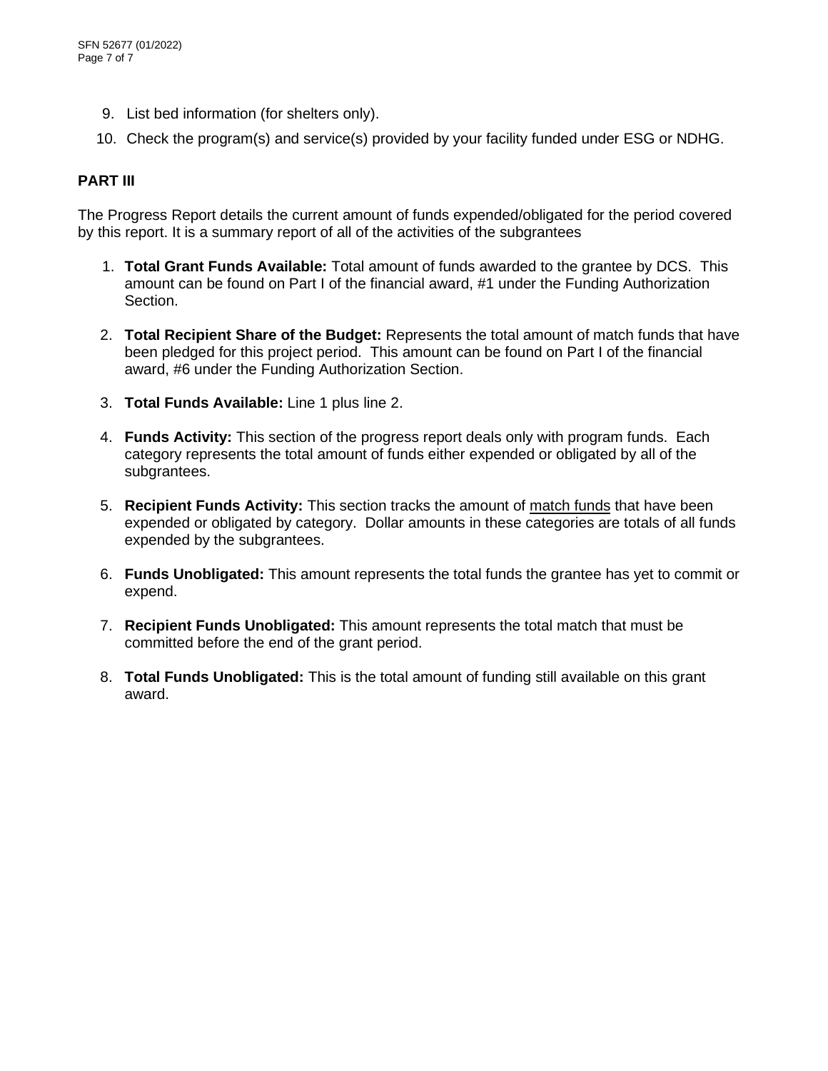9. List bed information (for shelters only).
10. Check the program(s) and service(s) provided by your facility funded under ESG or NDHG.

**PART III**

The Progress Report details the current amount of funds expended/obligated for the period covered by this report. It is a summary report of all of the activities of the subgrantees

1. **Total Grant Funds Available:** Total amount of funds awarded to the grantee by DCS. This amount can be found on Part I of the financial award, #1 under the Funding Authorization Section.
2. **Total Recipient Share of the Budget:** Represents the total amount of match funds that have been pledged for this project period. This amount can be found on Part I of the financial award, #6 under the Funding Authorization Section.
3. **Total Funds Available:** Line 1 plus line 2.
4. **Funds Activity:** This section of the progress report deals only with program funds. Each category represents the total amount of funds either expended or obligated by all of the subgrantees.
5. **Recipient Funds Activity:** This section tracks the amount of match funds that have been expended or obligated by category. Dollar amounts in these categories are totals of all funds expended by the subgrantees.
6. **Funds Unobligated:** This amount represents the total funds the grantee has yet to commit or expend.
7. **Recipient Funds Unobligated:** This amount represents the total match that must be committed before the end of the grant period.
8. **Total Funds Unobligated:** This is the total amount of funding still available on this grant award.